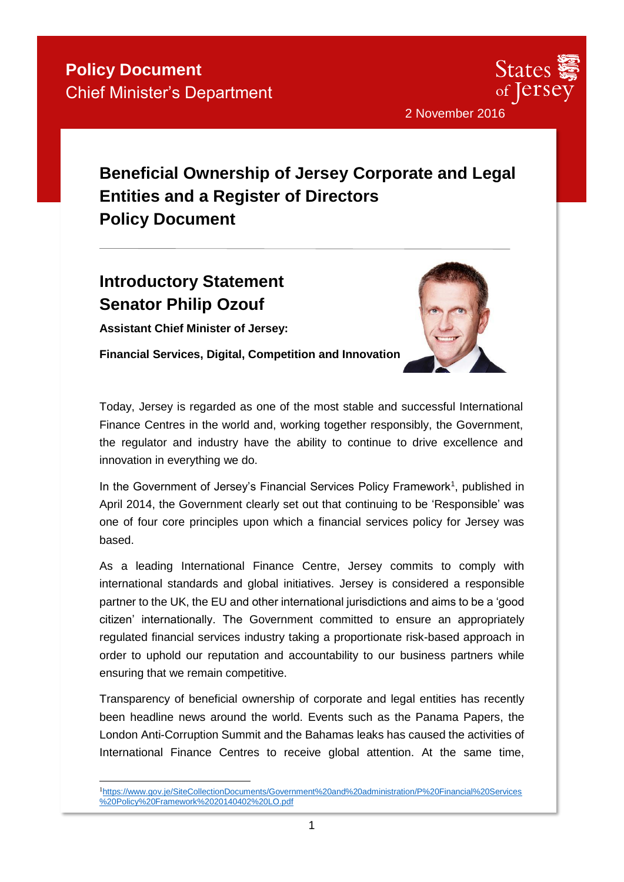**Policy Document**
Chief Minister's Department

States of Jersey

2 November 2016

# Beneficial Ownership of Jersey Corporate and Legal Entities and a Register of Directors Policy Document

## Introductory Statement Senator Philip Ozouf

**Assistant Chief Minister of Jersey:**

**Financial Services, Digital, Competition and Innovation**

Today, Jersey is regarded as one of the most stable and successful International Finance Centres in the world and, working together responsibly, the Government, the regulator and industry have the ability to continue to drive excellence and innovation in everything we do.

In the Government of Jersey's Financial Services Policy Framework[1], published in April 2014, the Government clearly set out that continuing to be 'Responsible' was one of four core principles upon which a financial services policy for Jersey was based.

As a leading International Finance Centre, Jersey commits to comply with international standards and global initiatives. Jersey is considered a responsible partner to the UK, the EU and other international jurisdictions and aims to be a 'good citizen' internationally. The Government committed to ensure an appropriately regulated financial services industry taking a proportionate risk-based approach in order to uphold our reputation and accountability to our business partners while ensuring that we remain competitive.

Transparency of beneficial ownership of corporate and legal entities has recently been headline news around the world. Events such as the Panama Papers, the London Anti-Corruption Summit and the Bahamas leaks has caused the activities of International Finance Centres to receive global attention. At the same time,

[1] https://www.gov.je/SiteCollectionDocuments/Government%20and%20administration/P%20Financial%20Services%20Policy%20Framework%2020140402%20LO.pdf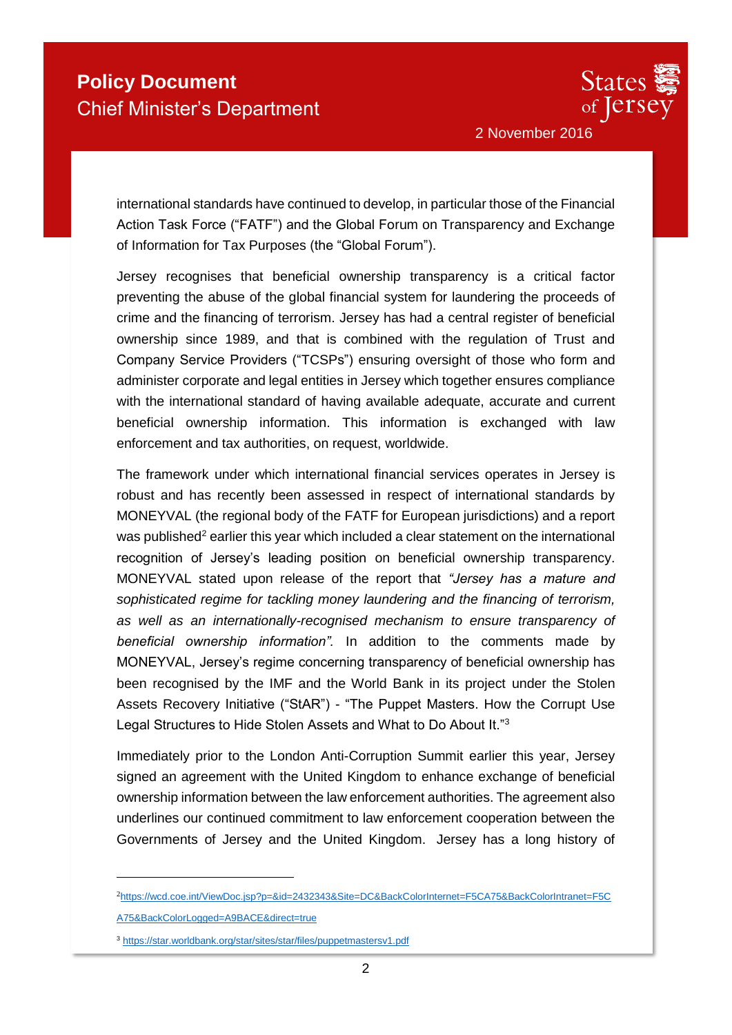international standards have continued to develop, in particular those of the Financial Action Task Force ("FATF") and the Global Forum on Transparency and Exchange of Information for Tax Purposes (the "Global Forum").

Jersey recognises that beneficial ownership transparency is a critical factor preventing the abuse of the global financial system for laundering the proceeds of crime and the financing of terrorism. Jersey has had a central register of beneficial ownership since 1989, and that is combined with the regulation of Trust and Company Service Providers ("TCSPs") ensuring oversight of those who form and administer corporate and legal entities in Jersey which together ensures compliance with the international standard of having available adequate, accurate and current beneficial ownership information. This information is exchanged with law enforcement and tax authorities, on request, worldwide.

The framework under which international financial services operates in Jersey is robust and has recently been assessed in respect of international standards by MONEYVAL (the regional body of the FATF for European jurisdictions) and a report was published[2] earlier this year which included a clear statement on the international recognition of Jersey's leading position on beneficial ownership transparency. MONEYVAL stated upon release of the report that *"Jersey has a mature and sophisticated regime for tackling money laundering and the financing of terrorism, as well as an internationally-recognised mechanism to ensure transparency of beneficial ownership information".* In addition to the comments made by MONEYVAL, Jersey's regime concerning transparency of beneficial ownership has been recognised by the IMF and the World Bank in its project under the Stolen Assets Recovery Initiative ("StAR") - "The Puppet Masters. How the Corrupt Use Legal Structures to Hide Stolen Assets and What to Do About It."[3]

Immediately prior to the London Anti-Corruption Summit earlier this year, Jersey signed an agreement with the United Kingdom to enhance exchange of beneficial ownership information between the law enforcement authorities. The agreement also underlines our continued commitment to law enforcement cooperation between the Governments of Jersey and the United Kingdom. Jersey has a long history of

---

[2] https://wcd.coe.int/ViewDoc.jsp?p=&id=2432343&Site=DC&BackColorInternet=F5CA75&BackColorIntranet=F5CA75&BackColorLogged=A9BACE&direct=true

[3] https://star.worldbank.org/star/sites/star/files/puppetmastersv1.pdf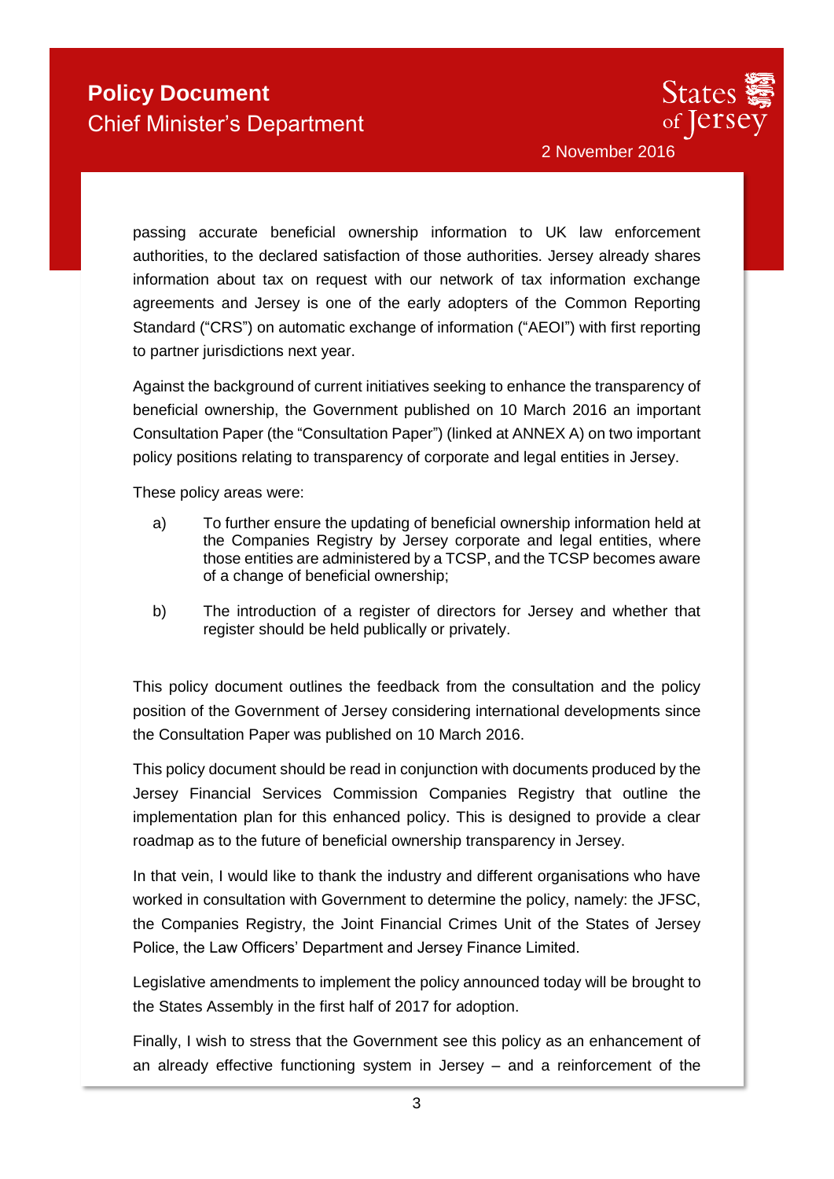passing accurate beneficial ownership information to UK law enforcement authorities, to the declared satisfaction of those authorities. Jersey already shares information about tax on request with our network of tax information exchange agreements and Jersey is one of the early adopters of the Common Reporting Standard ("CRS") on automatic exchange of information ("AEOI") with first reporting to partner jurisdictions next year.

Against the background of current initiatives seeking to enhance the transparency of beneficial ownership, the Government published on 10 March 2016 an important Consultation Paper (the "Consultation Paper") (linked at ANNEX A) on two important policy positions relating to transparency of corporate and legal entities in Jersey.

These policy areas were:

a) To further ensure the updating of beneficial ownership information held at the Companies Registry by Jersey corporate and legal entities, where those entities are administered by a TCSP, and the TCSP becomes aware of a change of beneficial ownership;

b) The introduction of a register of directors for Jersey and whether that register should be held publically or privately.

This policy document outlines the feedback from the consultation and the policy position of the Government of Jersey considering international developments since the Consultation Paper was published on 10 March 2016.

This policy document should be read in conjunction with documents produced by the Jersey Financial Services Commission Companies Registry that outline the implementation plan for this enhanced policy. This is designed to provide a clear roadmap as to the future of beneficial ownership transparency in Jersey.

In that vein, I would like to thank the industry and different organisations who have worked in consultation with Government to determine the policy, namely: the JFSC, the Companies Registry, the Joint Financial Crimes Unit of the States of Jersey Police, the Law Officers' Department and Jersey Finance Limited.

Legislative amendments to implement the policy announced today will be brought to the States Assembly in the first half of 2017 for adoption.

Finally, I wish to stress that the Government see this policy as an enhancement of an already effective functioning system in Jersey – and a reinforcement of the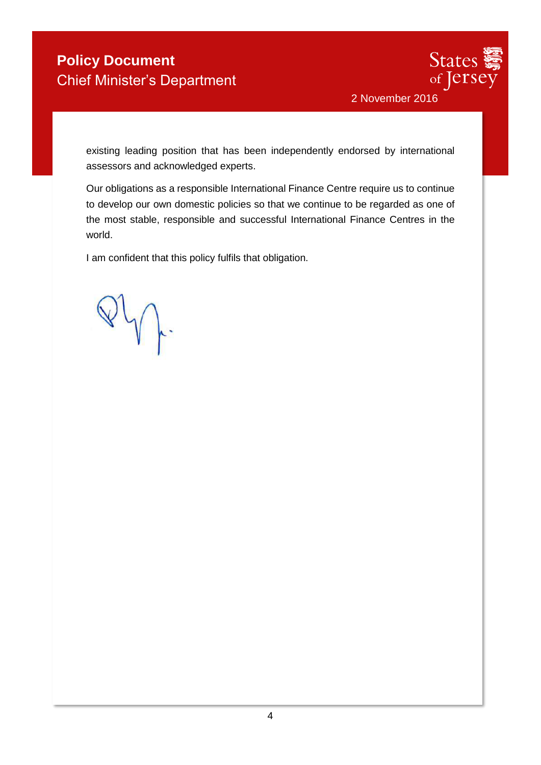existing leading position that has been independently endorsed by international assessors and acknowledged experts.

Our obligations as a responsible International Finance Centre require us to continue to develop our own domestic policies so that we continue to be regarded as one of the most stable, responsible and successful International Finance Centres in the world.

I am confident that this policy fulfils that obligation.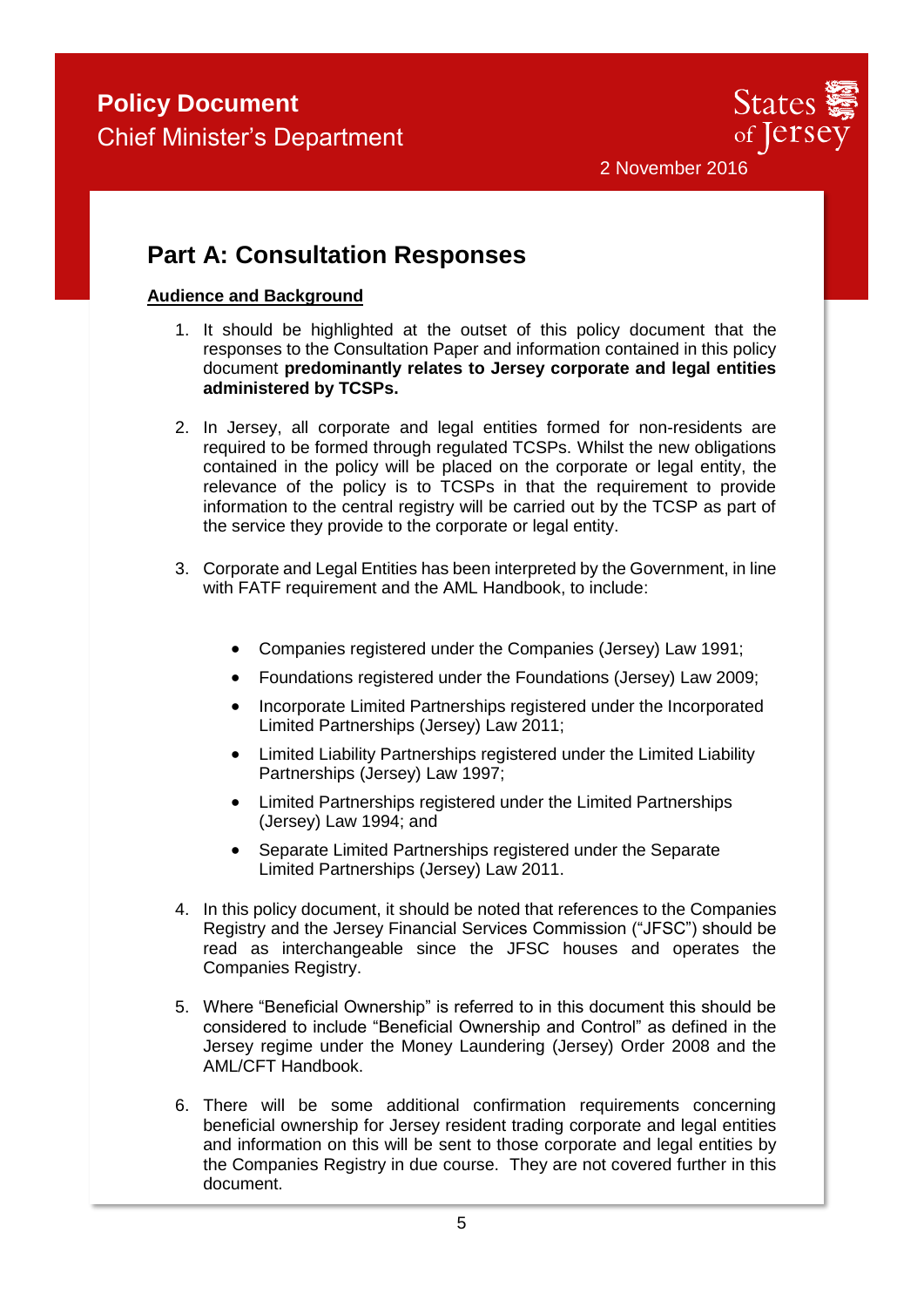# Part A: Consultation Responses

**Audience and Background**

1. It should be highlighted at the outset of this policy document that the responses to the Consultation Paper and information contained in this policy document **predominantly relates to Jersey corporate and legal entities administered by TCSPs.**

2. In Jersey, all corporate and legal entities formed for non-residents are required to be formed through regulated TCSPs. Whilst the new obligations contained in the policy will be placed on the corporate or legal entity, the relevance of the policy is to TCSPs in that the requirement to provide information to the central registry will be carried out by the TCSP as part of the service they provide to the corporate or legal entity.

3. Corporate and Legal Entities has been interpreted by the Government, in line with FATF requirement and the AML Handbook, to include:

   - Companies registered under the Companies (Jersey) Law 1991;
   - Foundations registered under the Foundations (Jersey) Law 2009;
   - Incorporate Limited Partnerships registered under the Incorporated Limited Partnerships (Jersey) Law 2011;
   - Limited Liability Partnerships registered under the Limited Liability Partnerships (Jersey) Law 1997;
   - Limited Partnerships registered under the Limited Partnerships (Jersey) Law 1994; and
   - Separate Limited Partnerships registered under the Separate Limited Partnerships (Jersey) Law 2011.

4. In this policy document, it should be noted that references to the Companies Registry and the Jersey Financial Services Commission ("JFSC") should be read as interchangeable since the JFSC houses and operates the Companies Registry.

5. Where "Beneficial Ownership" is referred to in this document this should be considered to include "Beneficial Ownership and Control" as defined in the Jersey regime under the Money Laundering (Jersey) Order 2008 and the AML/CFT Handbook.

6. There will be some additional confirmation requirements concerning beneficial ownership for Jersey resident trading corporate and legal entities and information on this will be sent to those corporate and legal entities by the Companies Registry in due course. They are not covered further in this document.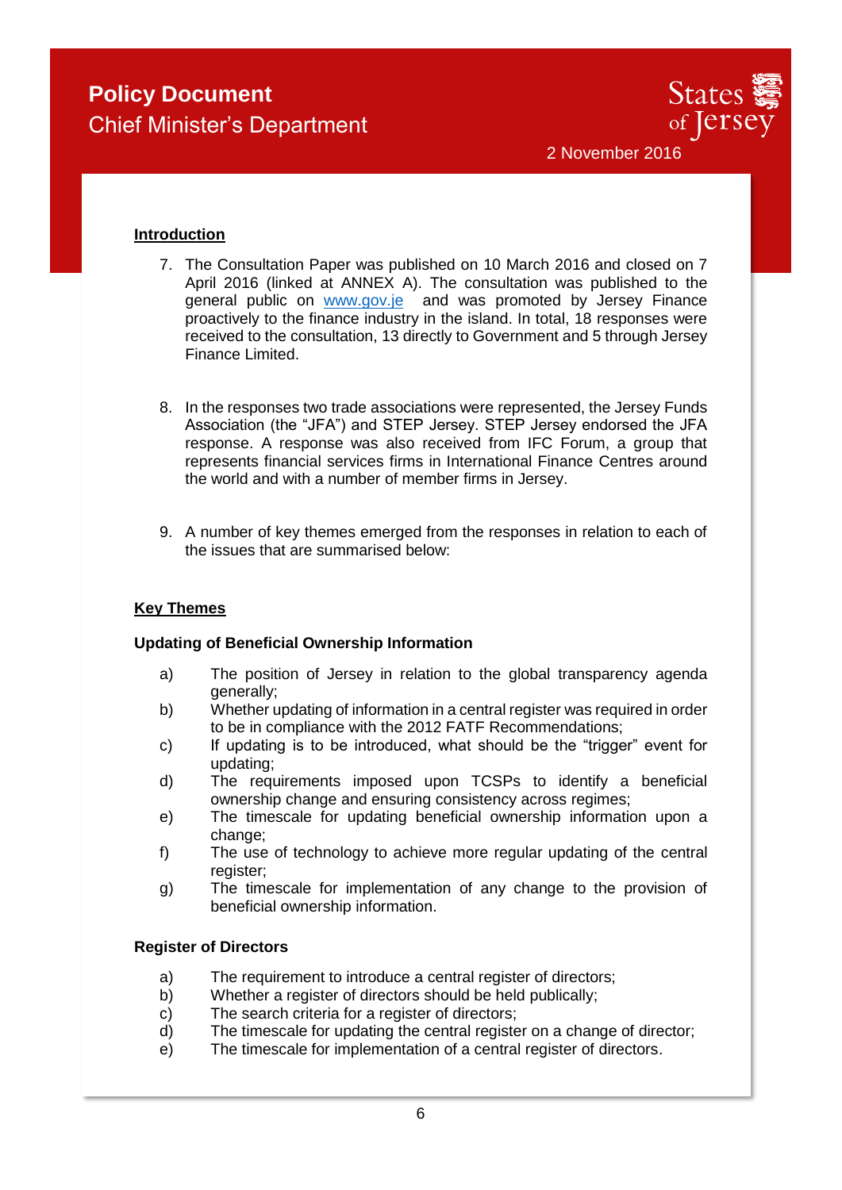## Introduction

7. The Consultation Paper was published on 10 March 2016 and closed on 7 April 2016 (linked at ANNEX A). The consultation was published to the general public on [www.gov.je](http://www.gov.je) and was promoted by Jersey Finance proactively to the finance industry in the island. In total, 18 responses were received to the consultation, 13 directly to Government and 5 through Jersey Finance Limited.

8. In the responses two trade associations were represented, the Jersey Funds Association (the "JFA") and STEP Jersey. STEP Jersey endorsed the JFA response. A response was also received from IFC Forum, a group that represents financial services firms in International Finance Centres around the world and with a number of member firms in Jersey.

9. A number of key themes emerged from the responses in relation to each of the issues that are summarised below:

## Key Themes

### Updating of Beneficial Ownership Information

a) The position of Jersey in relation to the global transparency agenda generally;
b) Whether updating of information in a central register was required in order to be in compliance with the 2012 FATF Recommendations;
c) If updating is to be introduced, what should be the "trigger" event for updating;
d) The requirements imposed upon TCSPs to identify a beneficial ownership change and ensuring consistency across regimes;
e) The timescale for updating beneficial ownership information upon a change;
f) The use of technology to achieve more regular updating of the central register;
g) The timescale for implementation of any change to the provision of beneficial ownership information.

### Register of Directors

a) The requirement to introduce a central register of directors;
b) Whether a register of directors should be held publically;
c) The search criteria for a register of directors;
d) The timescale for updating the central register on a change of director;
e) The timescale for implementation of a central register of directors.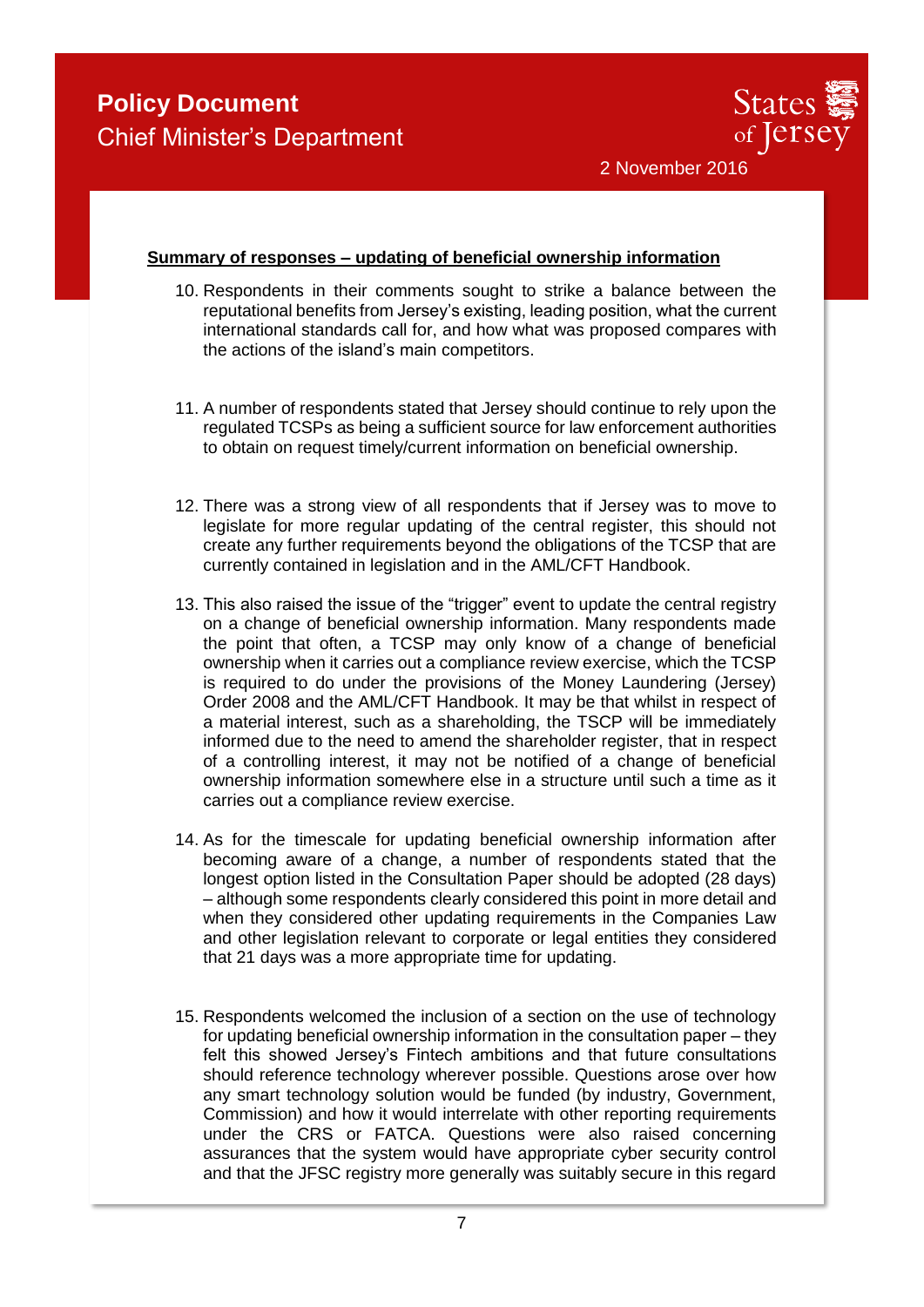**Summary of responses – updating of beneficial ownership information**

10. Respondents in their comments sought to strike a balance between the reputational benefits from Jersey's existing, leading position, what the current international standards call for, and how what was proposed compares with the actions of the island's main competitors.

11. A number of respondents stated that Jersey should continue to rely upon the regulated TCSPs as being a sufficient source for law enforcement authorities to obtain on request timely/current information on beneficial ownership.

12. There was a strong view of all respondents that if Jersey was to move to legislate for more regular updating of the central register, this should not create any further requirements beyond the obligations of the TCSP that are currently contained in legislation and in the AML/CFT Handbook.

13. This also raised the issue of the "trigger" event to update the central registry on a change of beneficial ownership information. Many respondents made the point that often, a TCSP may only know of a change of beneficial ownership when it carries out a compliance review exercise, which the TCSP is required to do under the provisions of the Money Laundering (Jersey) Order 2008 and the AML/CFT Handbook. It may be that whilst in respect of a material interest, such as a shareholding, the TSCP will be immediately informed due to the need to amend the shareholder register, that in respect of a controlling interest, it may not be notified of a change of beneficial ownership information somewhere else in a structure until such a time as it carries out a compliance review exercise.

14. As for the timescale for updating beneficial ownership information after becoming aware of a change, a number of respondents stated that the longest option listed in the Consultation Paper should be adopted (28 days) – although some respondents clearly considered this point in more detail and when they considered other updating requirements in the Companies Law and other legislation relevant to corporate or legal entities they considered that 21 days was a more appropriate time for updating.

15. Respondents welcomed the inclusion of a section on the use of technology for updating beneficial ownership information in the consultation paper – they felt this showed Jersey's Fintech ambitions and that future consultations should reference technology wherever possible. Questions arose over how any smart technology solution would be funded (by industry, Government, Commission) and how it would interrelate with other reporting requirements under the CRS or FATCA. Questions were also raised concerning assurances that the system would have appropriate cyber security control and that the JFSC registry more generally was suitably secure in this regard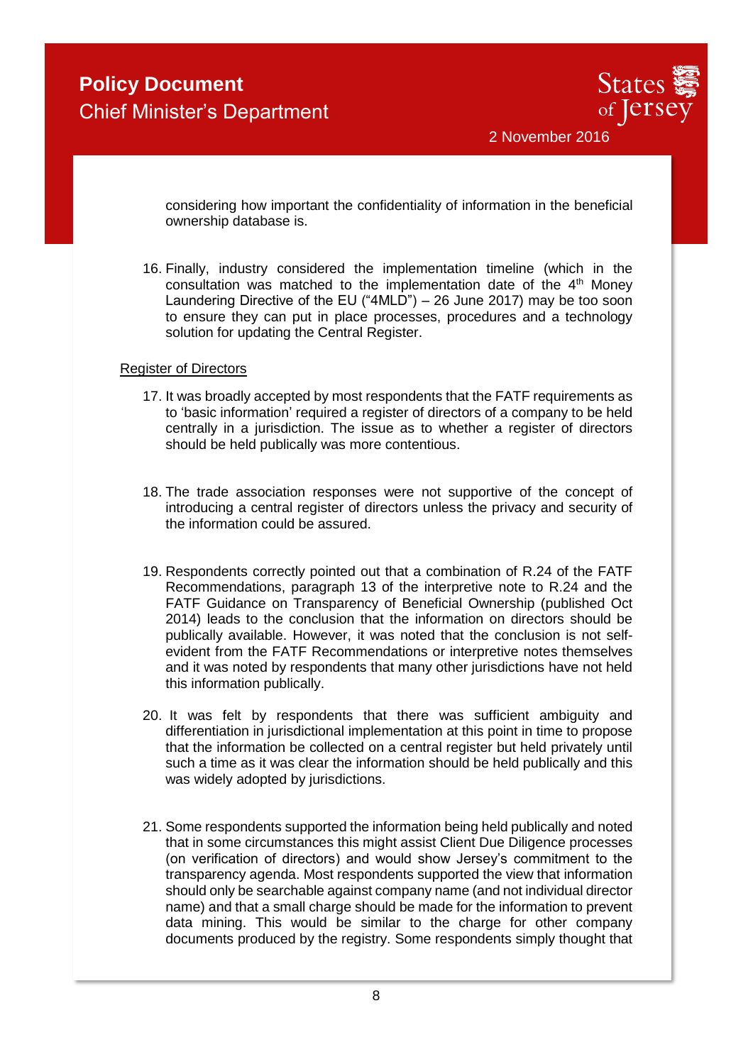considering how important the confidentiality of information in the beneficial ownership database is.

16. Finally, industry considered the implementation timeline (which in the consultation was matched to the implementation date of the 4th Money Laundering Directive of the EU ("4MLD") – 26 June 2017) may be too soon to ensure they can put in place processes, procedures and a technology solution for updating the Central Register.

Register of Directors

17. It was broadly accepted by most respondents that the FATF requirements as to 'basic information' required a register of directors of a company to be held centrally in a jurisdiction. The issue as to whether a register of directors should be held publically was more contentious.

18. The trade association responses were not supportive of the concept of introducing a central register of directors unless the privacy and security of the information could be assured.

19. Respondents correctly pointed out that a combination of R.24 of the FATF Recommendations, paragraph 13 of the interpretive note to R.24 and the FATF Guidance on Transparency of Beneficial Ownership (published Oct 2014) leads to the conclusion that the information on directors should be publically available. However, it was noted that the conclusion is not self-evident from the FATF Recommendations or interpretive notes themselves and it was noted by respondents that many other jurisdictions have not held this information publically.

20. It was felt by respondents that there was sufficient ambiguity and differentiation in jurisdictional implementation at this point in time to propose that the information be collected on a central register but held privately until such a time as it was clear the information should be held publically and this was widely adopted by jurisdictions.

21. Some respondents supported the information being held publically and noted that in some circumstances this might assist Client Due Diligence processes (on verification of directors) and would show Jersey's commitment to the transparency agenda. Most respondents supported the view that information should only be searchable against company name (and not individual director name) and that a small charge should be made for the information to prevent data mining. This would be similar to the charge for other company documents produced by the registry. Some respondents simply thought that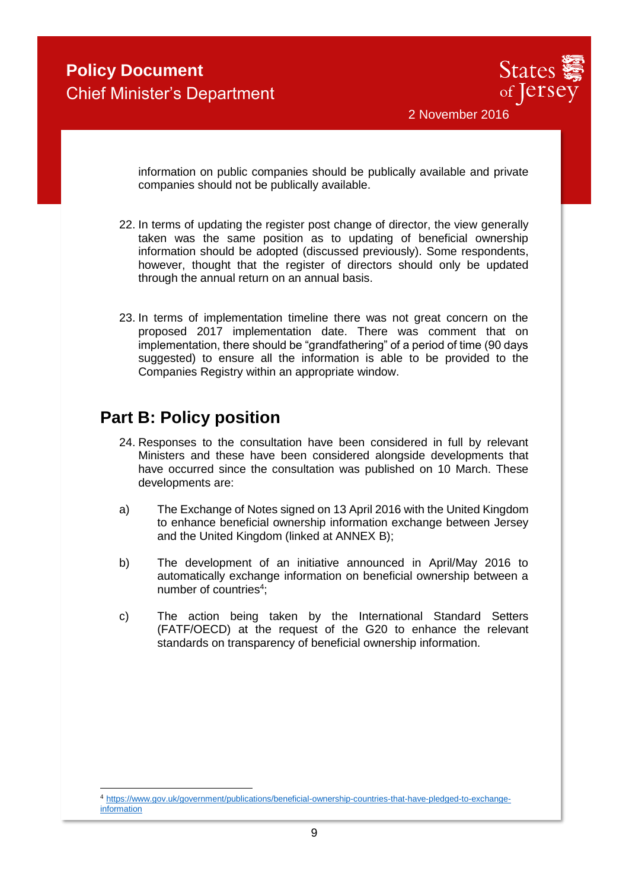information on public companies should be publically available and private companies should not be publically available.

22. In terms of updating the register post change of director, the view generally taken was the same position as to updating of beneficial ownership information should be adopted (discussed previously). Some respondents, however, thought that the register of directors should only be updated through the annual return on an annual basis.

23. In terms of implementation timeline there was not great concern on the proposed 2017 implementation date. There was comment that on implementation, there should be "grandfathering" of a period of time (90 days suggested) to ensure all the information is able to be provided to the Companies Registry within an appropriate window.

## Part B: Policy position

24. Responses to the consultation have been considered in full by relevant Ministers and these have been considered alongside developments that have occurred since the consultation was published on 10 March. These developments are:

a) The Exchange of Notes signed on 13 April 2016 with the United Kingdom to enhance beneficial ownership information exchange between Jersey and the United Kingdom (linked at ANNEX B);

b) The development of an initiative announced in April/May 2016 to automatically exchange information on beneficial ownership between a number of countries[4];

c) The action being taken by the International Standard Setters (FATF/OECD) at the request of the G20 to enhance the relevant standards on transparency of beneficial ownership information.

[4] https://www.gov.uk/government/publications/beneficial-ownership-countries-that-have-pledged-to-exchange-information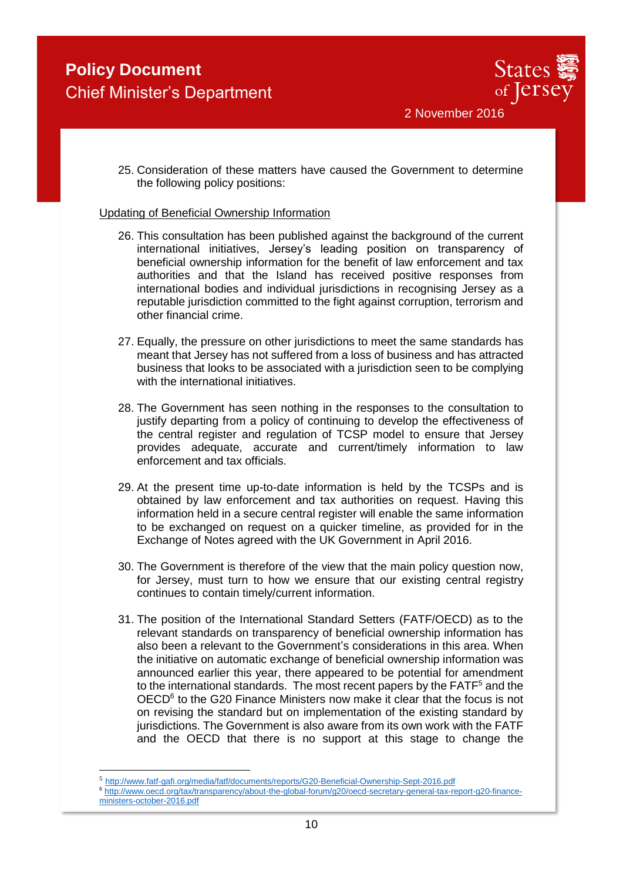25. Consideration of these matters have caused the Government to determine the following policy positions:

Updating of Beneficial Ownership Information

26. This consultation has been published against the background of the current international initiatives, Jersey's leading position on transparency of beneficial ownership information for the benefit of law enforcement and tax authorities and that the Island has received positive responses from international bodies and individual jurisdictions in recognising Jersey as a reputable jurisdiction committed to the fight against corruption, terrorism and other financial crime.

27. Equally, the pressure on other jurisdictions to meet the same standards has meant that Jersey has not suffered from a loss of business and has attracted business that looks to be associated with a jurisdiction seen to be complying with the international initiatives.

28. The Government has seen nothing in the responses to the consultation to justify departing from a policy of continuing to develop the effectiveness of the central register and regulation of TCSP model to ensure that Jersey provides adequate, accurate and current/timely information to law enforcement and tax officials.

29. At the present time up-to-date information is held by the TCSPs and is obtained by law enforcement and tax authorities on request. Having this information held in a secure central register will enable the same information to be exchanged on request on a quicker timeline, as provided for in the Exchange of Notes agreed with the UK Government in April 2016.

30. The Government is therefore of the view that the main policy question now, for Jersey, must turn to how we ensure that our existing central registry continues to contain timely/current information.

31. The position of the International Standard Setters (FATF/OECD) as to the relevant standards on transparency of beneficial ownership information has also been a relevant to the Government's considerations in this area. When the initiative on automatic exchange of beneficial ownership information was announced earlier this year, there appeared to be potential for amendment to the international standards. The most recent papers by the FATF[5] and the OECD[6] to the G20 Finance Ministers now make it clear that the focus is not on revising the standard but on implementation of the existing standard by jurisdictions. The Government is also aware from its own work with the FATF and the OECD that there is no support at this stage to change the

[5] http://www.fatf-gafi.org/media/fatf/documents/reports/G20-Beneficial-Ownership-Sept-2016.pdf

[6] http://www.oecd.org/tax/transparency/about-the-global-forum/g20/oecd-secretary-general-tax-report-g20-finance-ministers-october-2016.pdf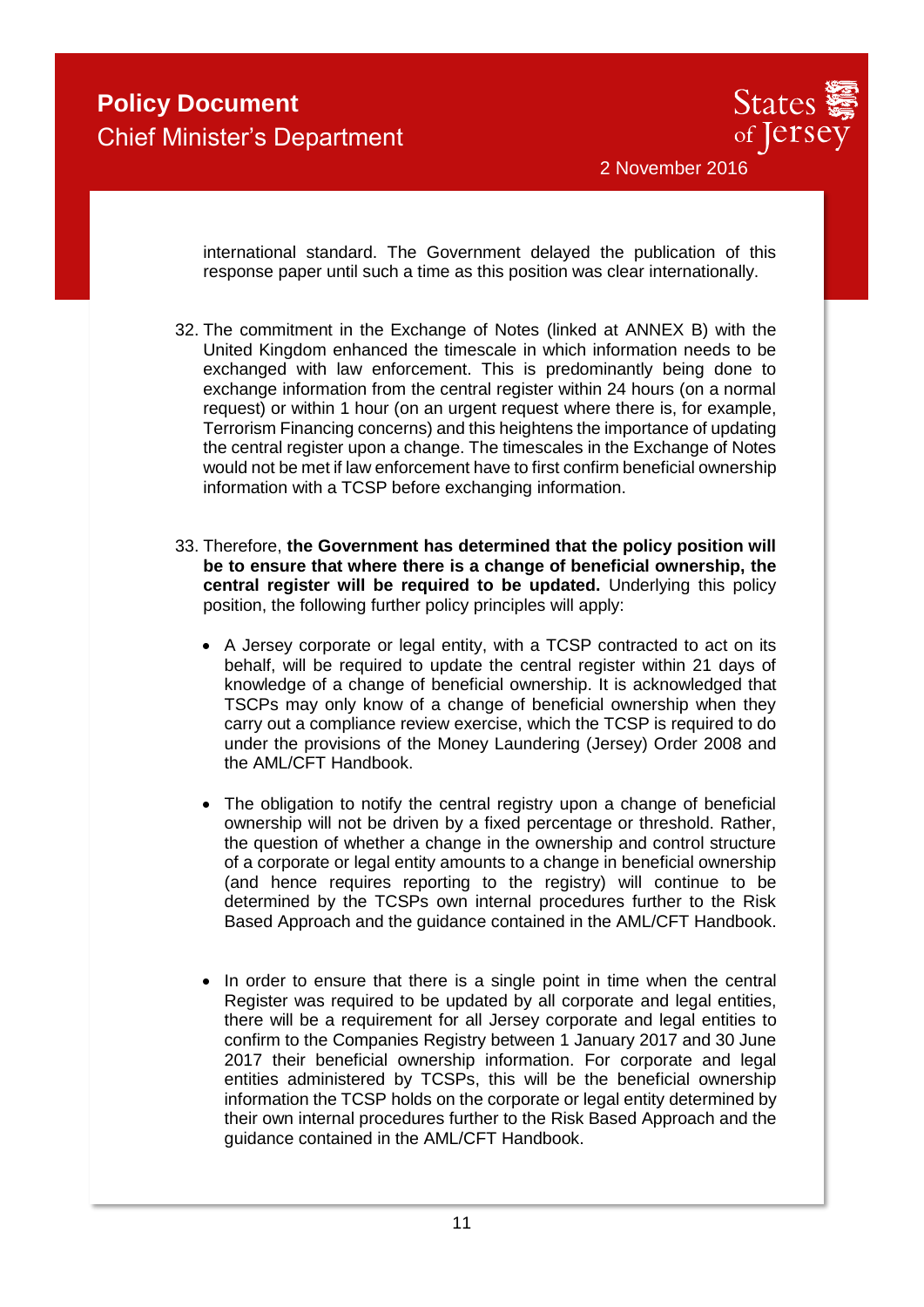international standard. The Government delayed the publication of this response paper until such a time as this position was clear internationally.

32. The commitment in the Exchange of Notes (linked at ANNEX B) with the United Kingdom enhanced the timescale in which information needs to be exchanged with law enforcement. This is predominantly being done to exchange information from the central register within 24 hours (on a normal request) or within 1 hour (on an urgent request where there is, for example, Terrorism Financing concerns) and this heightens the importance of updating the central register upon a change. The timescales in the Exchange of Notes would not be met if law enforcement have to first confirm beneficial ownership information with a TCSP before exchanging information.

33. Therefore, **the Government has determined that the policy position will be to ensure that where there is a change of beneficial ownership, the central register will be required to be updated.** Underlying this policy position, the following further policy principles will apply:

    - A Jersey corporate or legal entity, with a TCSP contracted to act on its behalf, will be required to update the central register within 21 days of knowledge of a change of beneficial ownership. It is acknowledged that TSCPs may only know of a change of beneficial ownership when they carry out a compliance review exercise, which the TCSP is required to do under the provisions of the Money Laundering (Jersey) Order 2008 and the AML/CFT Handbook.

    - The obligation to notify the central registry upon a change of beneficial ownership will not be driven by a fixed percentage or threshold. Rather, the question of whether a change in the ownership and control structure of a corporate or legal entity amounts to a change in beneficial ownership (and hence requires reporting to the registry) will continue to be determined by the TCSPs own internal procedures further to the Risk Based Approach and the guidance contained in the AML/CFT Handbook.

    - In order to ensure that there is a single point in time when the central Register was required to be updated by all corporate and legal entities, there will be a requirement for all Jersey corporate and legal entities to confirm to the Companies Registry between 1 January 2017 and 30 June 2017 their beneficial ownership information. For corporate and legal entities administered by TCSPs, this will be the beneficial ownership information the TCSP holds on the corporate or legal entity determined by their own internal procedures further to the Risk Based Approach and the guidance contained in the AML/CFT Handbook.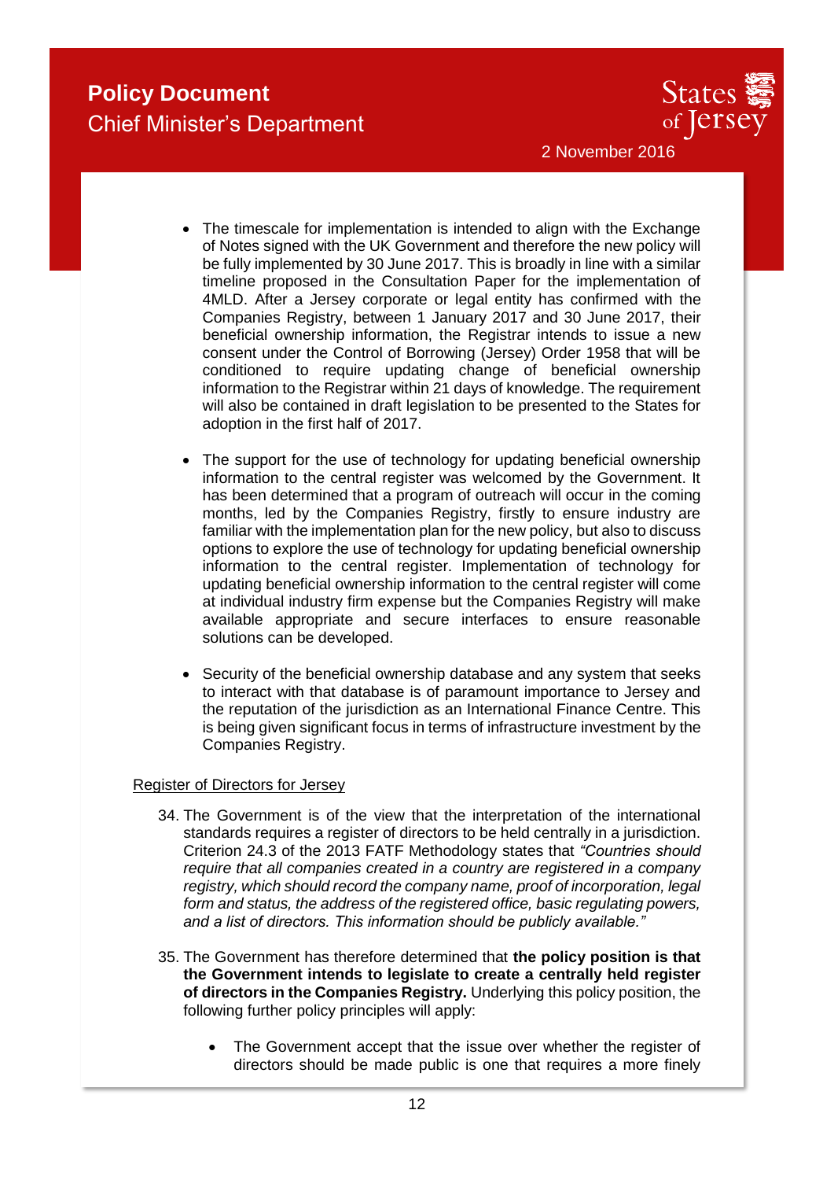- The timescale for implementation is intended to align with the Exchange of Notes signed with the UK Government and therefore the new policy will be fully implemented by 30 June 2017. This is broadly in line with a similar timeline proposed in the Consultation Paper for the implementation of 4MLD. After a Jersey corporate or legal entity has confirmed with the Companies Registry, between 1 January 2017 and 30 June 2017, their beneficial ownership information, the Registrar intends to issue a new consent under the Control of Borrowing (Jersey) Order 1958 that will be conditioned to require updating change of beneficial ownership information to the Registrar within 21 days of knowledge. The requirement will also be contained in draft legislation to be presented to the States for adoption in the first half of 2017.

- The support for the use of technology for updating beneficial ownership information to the central register was welcomed by the Government. It has been determined that a program of outreach will occur in the coming months, led by the Companies Registry, firstly to ensure industry are familiar with the implementation plan for the new policy, but also to discuss options to explore the use of technology for updating beneficial ownership information to the central register. Implementation of technology for updating beneficial ownership information to the central register will come at individual industry firm expense but the Companies Registry will make available appropriate and secure interfaces to ensure reasonable solutions can be developed.

- Security of the beneficial ownership database and any system that seeks to interact with that database is of paramount importance to Jersey and the reputation of the jurisdiction as an International Finance Centre. This is being given significant focus in terms of infrastructure investment by the Companies Registry.

<u>Register of Directors for Jersey</u>

34. The Government is of the view that the interpretation of the international standards requires a register of directors to be held centrally in a jurisdiction. Criterion 24.3 of the 2013 FATF Methodology states that *"Countries should require that all companies created in a country are registered in a company registry, which should record the company name, proof of incorporation, legal form and status, the address of the registered office, basic regulating powers, and a list of directors. This information should be publicly available."*

35. The Government has therefore determined that **the policy position is that the Government intends to legislate to create a centrally held register of directors in the Companies Registry.** Underlying this policy position, the following further policy principles will apply:

    - The Government accept that the issue over whether the register of directors should be made public is one that requires a more finely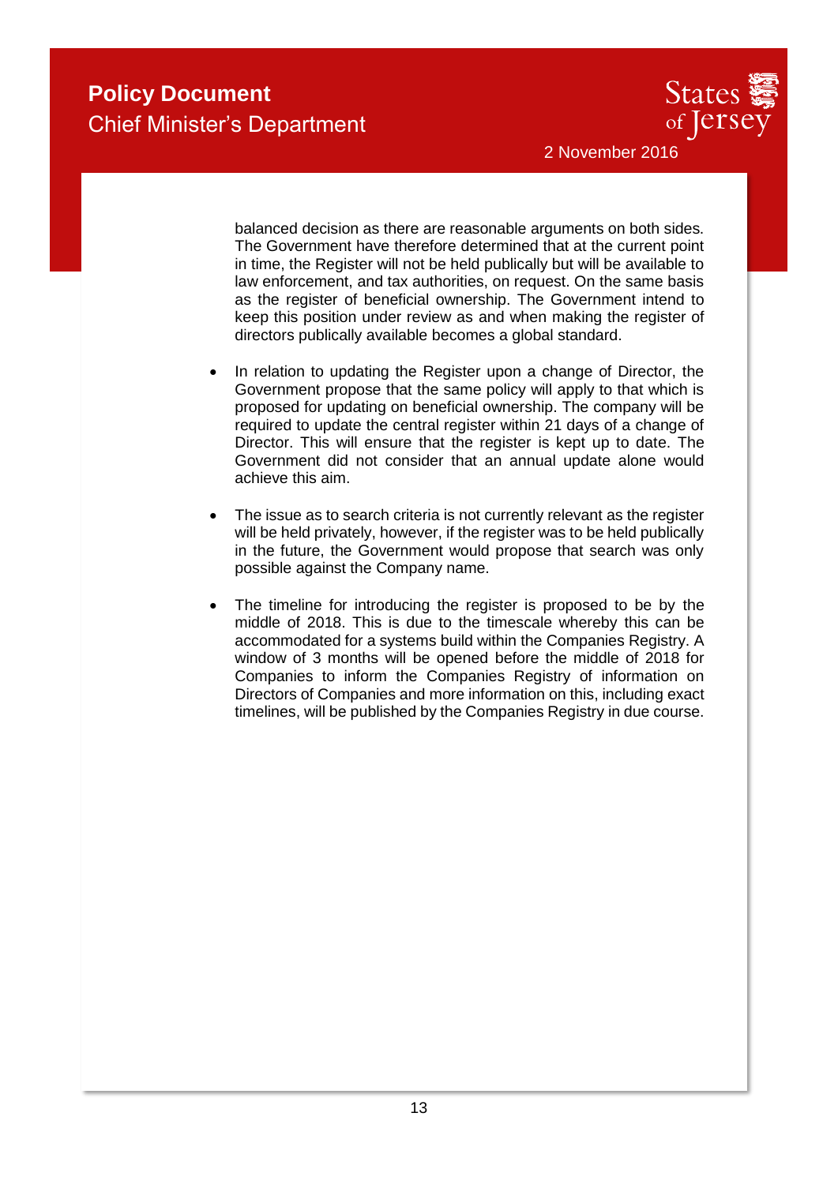balanced decision as there are reasonable arguments on both sides. The Government have therefore determined that at the current point in time, the Register will not be held publically but will be available to law enforcement, and tax authorities, on request. On the same basis as the register of beneficial ownership. The Government intend to keep this position under review as and when making the register of directors publically available becomes a global standard.

- In relation to updating the Register upon a change of Director, the Government propose that the same policy will apply to that which is proposed for updating on beneficial ownership. The company will be required to update the central register within 21 days of a change of Director. This will ensure that the register is kept up to date. The Government did not consider that an annual update alone would achieve this aim.

- The issue as to search criteria is not currently relevant as the register will be held privately, however, if the register was to be held publically in the future, the Government would propose that search was only possible against the Company name.

- The timeline for introducing the register is proposed to be by the middle of 2018. This is due to the timescale whereby this can be accommodated for a systems build within the Companies Registry. A window of 3 months will be opened before the middle of 2018 for Companies to inform the Companies Registry of information on Directors of Companies and more information on this, including exact timelines, will be published by the Companies Registry in due course.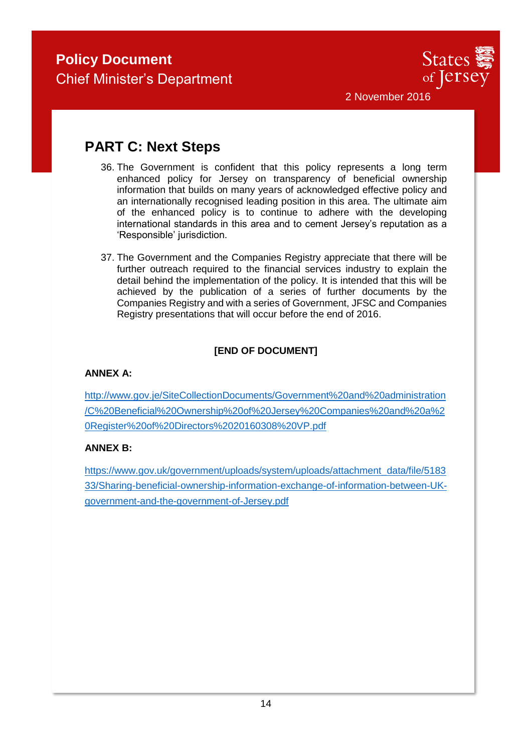## PART C: Next Steps

36. The Government is confident that this policy represents a long term enhanced policy for Jersey on transparency of beneficial ownership information that builds on many years of acknowledged effective policy and an internationally recognised leading position in this area. The ultimate aim of the enhanced policy is to continue to adhere with the developing international standards in this area and to cement Jersey's reputation as a 'Responsible' jurisdiction.

37. The Government and the Companies Registry appreciate that there will be further outreach required to the financial services industry to explain the detail behind the implementation of the policy. It is intended that this will be achieved by the publication of a series of further documents by the Companies Registry and with a series of Government, JFSC and Companies Registry presentations that will occur before the end of 2016.

**[END OF DOCUMENT]**

**ANNEX A:**

http://www.gov.je/SiteCollectionDocuments/Government%20and%20administration/C%20Beneficial%20Ownership%20of%20Jersey%20Companies%20and%20a%20Register%20of%20Directors%2020160308%20VP.pdf

**ANNEX B:**

https://www.gov.uk/government/uploads/system/uploads/attachment_data/file/518333/Sharing-beneficial-ownership-information-exchange-of-information-between-UK-government-and-the-government-of-Jersey.pdf